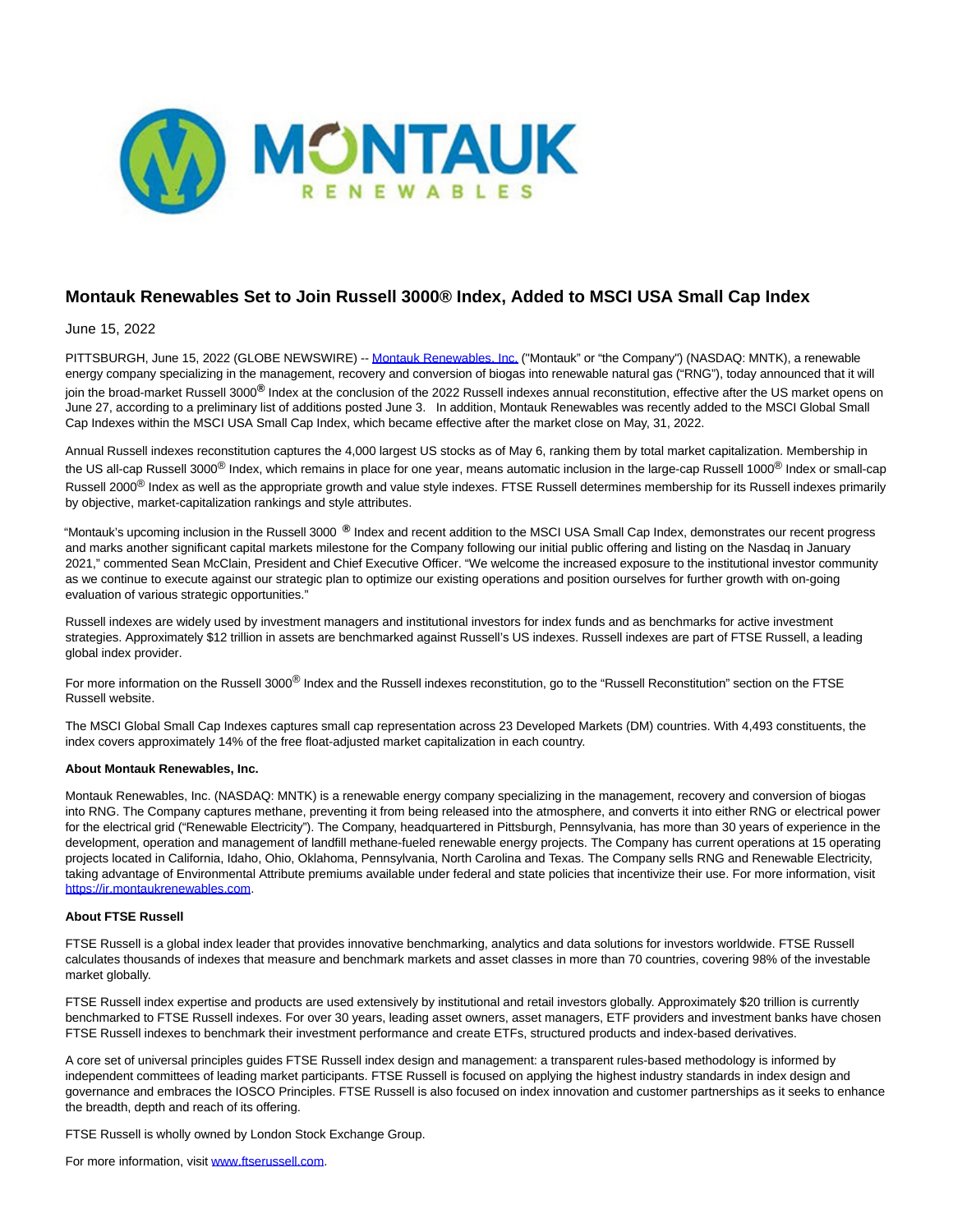# Montauk Renewables Set to Join Russell 3000® Index, Added to MSCI USA Small Cap Index

June 15, 2022

PITTSBURGH, June 15, 2022 (GLOBE NEWSWIRE) -- Montauk Renewables, Inc. ("Montauk" or "the Company") (NASDAQ: MNTK), a renewable energy company specializing in the management, recovery and conversion of biogas into renewable natural gas ("RNG"), today announced that it will join the broad-market Russell 3000® Index at the conclusion of the 2022 Russell indexes annual reconstitution, effective after the US market opens on June 27, according to a preliminary list of additions posted June 3. In addition, Montauk Renewables was recently added to the MSCI Global Small Cap Indexes within the MSCI USA Small Cap Index, which became effective after the market close on May, 31, 2022.

Annual Russell indexes reconstitution captures the 4,000 largest US stocks as of May 6, ranking them by total market capitalization. Membership in the US all-cap Russell 3000® Index, which remains in place for one year, means automatic inclusion in the large-cap Russell 1000® Index or small-cap Russell 2000® Index as well as the appropriate growth and value style indexes. FTSE Russell determines membership for its Russell indexes primarily by objective, market-capitalization rankings and style attributes.

"Montauk's upcoming inclusion in the Russell 3000 ® Index and recent addition to the MSCI USA Small Cap Index, demonstrates our recent progress and marks another significant capital markets milestone for the Company following our initial public offering and listing on the Nasdaq in January 2021," commented Sean McClain, President and Chief Executive Officer. "We welcome the increased exposure to the institutional investor community as we continue to execute against our strategic plan to optimize our existing operations and position ourselves for further growth with on-going evaluation of various strategic opportunities."

Russell indexes are widely used by investment managers and institutional investors for index funds and as benchmarks for active investment strategies. Approximately $12 trillion in assets are benchmarked against Russell's US indexes. Russell indexes are part of FTSE Russell, a leading global index provider.

For more information on the Russell 3000® Index and the Russell indexes reconstitution, go to the "Russell Reconstitution" section on the FTSE Russell website.

The MSCI Global Small Cap Indexes captures small cap representation across 23 Developed Markets (DM) countries. With 4,493 constituents, the index covers approximately 14% of the free float-adjusted market capitalization in each country.

**About Montauk Renewables, Inc.**

Montauk Renewables, Inc. (NASDAQ: MNTK) is a renewable energy company specializing in the management, recovery and conversion of biogas into RNG. The Company captures methane, preventing it from being released into the atmosphere, and converts it into either RNG or electrical power for the electrical grid ("Renewable Electricity"). The Company, headquartered in Pittsburgh, Pennsylvania, has more than 30 years of experience in the development, operation and management of landfill methane-fueled renewable energy projects. The Company has current operations at 15 operating projects located in California, Idaho, Ohio, Oklahoma, Pennsylvania, North Carolina and Texas. The Company sells RNG and Renewable Electricity, taking advantage of Environmental Attribute premiums available under federal and state policies that incentivize their use. For more information, visit https://ir.montaukrenewables.com.

**About FTSE Russell**

FTSE Russell is a global index leader that provides innovative benchmarking, analytics and data solutions for investors worldwide. FTSE Russell calculates thousands of indexes that measure and benchmark markets and asset classes in more than 70 countries, covering 98% of the investable market globally.

FTSE Russell index expertise and products are used extensively by institutional and retail investors globally. Approximately $20 trillion is currently benchmarked to FTSE Russell indexes. For over 30 years, leading asset owners, asset managers, ETF providers and investment banks have chosen FTSE Russell indexes to benchmark their investment performance and create ETFs, structured products and index-based derivatives.

A core set of universal principles guides FTSE Russell index design and management: a transparent rules-based methodology is informed by independent committees of leading market participants. FTSE Russell is focused on applying the highest industry standards in index design and governance and embraces the IOSCO Principles. FTSE Russell is also focused on index innovation and customer partnerships as it seeks to enhance the breadth, depth and reach of its offering.

FTSE Russell is wholly owned by London Stock Exchange Group.

For more information, visit www.ftserussell.com.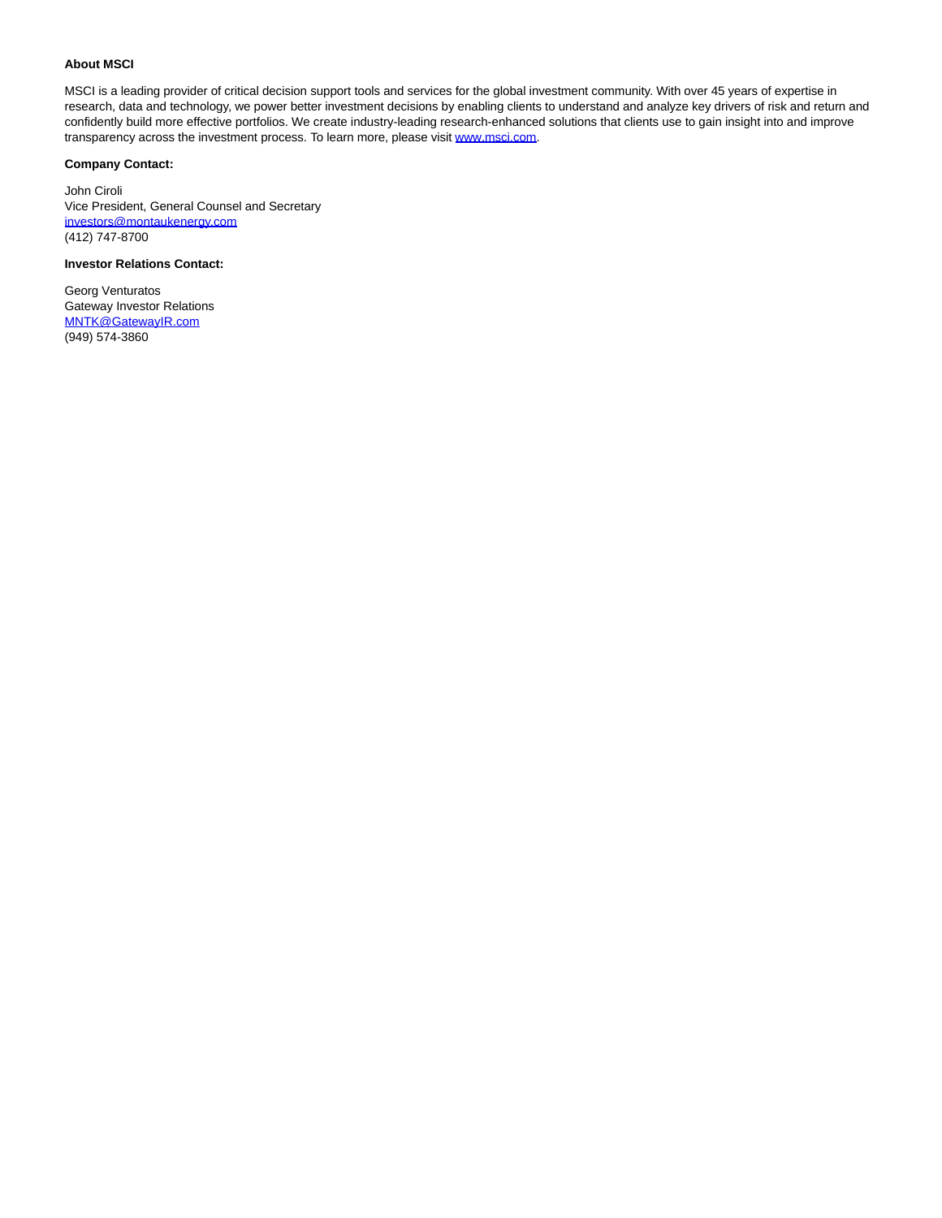**About MSCI**

MSCI is a leading provider of critical decision support tools and services for the global investment community. With over 45 years of expertise in research, data and technology, we power better investment decisions by enabling clients to understand and analyze key drivers of risk and return and confidently build more effective portfolios. We create industry-leading research-enhanced solutions that clients use to gain insight into and improve transparency across the investment process. To learn more, please visit www.msci.com.

**Company Contact:**

John Ciroli
Vice President, General Counsel and Secretary
investors@montaukenergy.com
(412) 747-8700

**Investor Relations Contact:**

Georg Venturatos
Gateway Investor Relations
MNTK@GatewayIR.com
(949) 574-3860